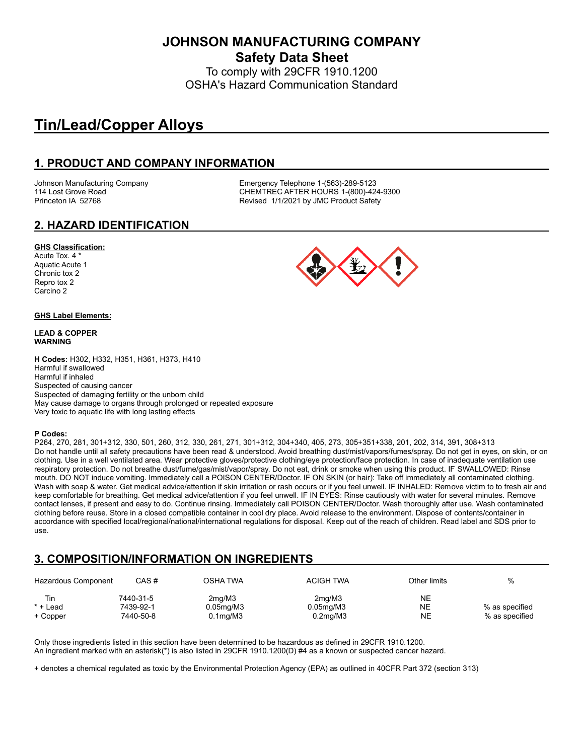# JOHNSON MANUFACTURING COMPANY

## Safety Data Sheet

To comply with 29CFR 1910.1200
OSHA's Hazard Communication Standard

# Tin/Lead/Copper Alloys

## 1. PRODUCT AND COMPANY INFORMATION

Johnson Manufacturing Company
114 Lost Grove Road
Princeton IA 52768

Emergency Telephone 1-(563)-289-5123
CHEMTREC AFTER HOURS 1-(800)-424-9300
Revised 1/1/2021 by JMC Product Safety

## 2. HAZARD IDENTIFICATION

**GHS Classification:**

Acute Tox. 4 *
Aquatic Acute 1
Chronic tox 2
Repro tox 2
Carcino 2

**GHS Label Elements:**

**LEAD & COPPER**
**WARNING**

**H Codes:** H302, H332, H351, H361, H373, H410
Harmful if swallowed
Harmful if inhaled
Suspected of causing cancer
Suspected of damaging fertility or the unborn child
May cause damage to organs through prolonged or repeated exposure
Very toxic to aquatic life with long lasting effects

**P Codes:**
P264, 270, 281, 301+312, 330, 501, 260, 312, 330, 261, 271, 301+312, 304+340, 405, 273, 305+351+338, 201, 202, 314, 391, 308+313
Do not handle until all safety precautions have been read & understood. Avoid breathing dust/mist/vapors/fumes/spray. Do not get in eyes, on skin, or on clothing. Use in a well ventilated area. Wear protective gloves/protective clothing/eye protection/face protection. In case of inadequate ventilation use respiratory protection. Do not breathe dust/fume/gas/mist/vapor/spray. Do not eat, drink or smoke when using this product. IF SWALLOWED: Rinse mouth. DO NOT induce vomiting. Immediately call a POISON CENTER/Doctor. IF ON SKIN (or hair): Take off immediately all contaminated clothing. Wash with soap & water. Get medical advice/attention if skin irritation or rash occurs or if you feel unwell. IF INHALED: Remove victim to to fresh air and keep comfortable for breathing. Get medical advice/attention if you feel unwell. IF IN EYES: Rinse cautiously with water for several minutes. Remove contact lenses, if present and easy to do. Continue rinsing. Immediately call POISON CENTER/Doctor. Wash thoroughly after use. Wash contaminated clothing before reuse. Store in a closed compatible container in cool dry place. Avoid release to the environment. Dispose of contents/container in accordance with specified local/regional/national/international regulations for disposal. Keep out of the reach of children. Read label and SDS prior to use.

## 3. COMPOSITION/INFORMATION ON INGREDIENTS

| Hazardous Component | CAS # | OSHA TWA | ACIGH TWA | Other limits | % |
|---|---|---|---|---|---|
| Tin | 7440-31-5 | 2mg/M3 | 2mg/M3 | NE | |
| * + Lead | 7439-92-1 | 0.05mg/M3 | 0.05mg/M3 | NE | % as specified |
| + Copper | 7440-50-8 | 0.1mg/M3 | 0.2mg/M3 | NE | % as specified |

Only those ingredients listed in this section have been determined to be hazardous as defined in 29CFR 1910.1200.
An ingredient marked with an asterisk(*) is also listed in 29CFR 1910.1200(D) #4 as a known or suspected cancer hazard.

+ denotes a chemical regulated as toxic by the Environmental Protection Agency (EPA) as outlined in 40CFR Part 372 (section 313)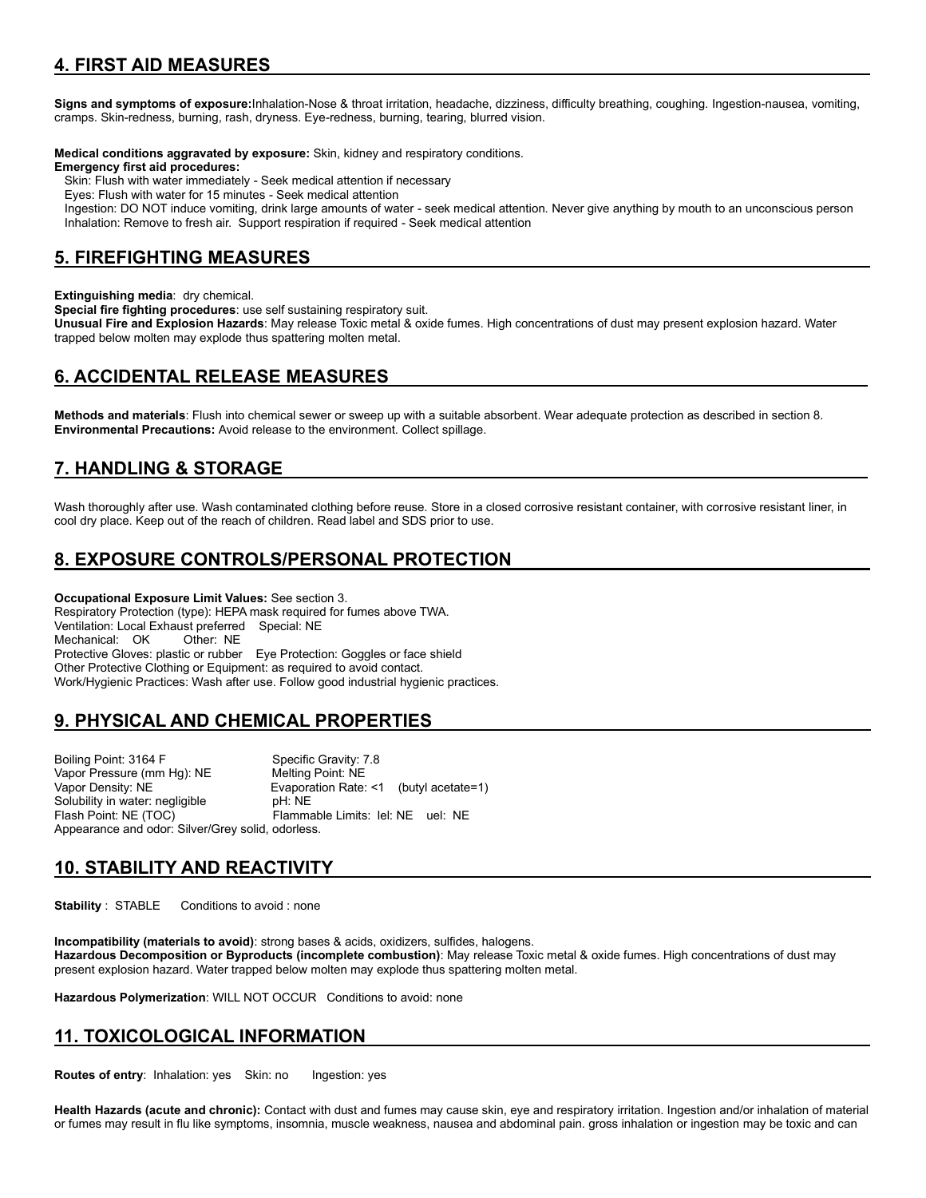## 4. FIRST AID MEASURES

**Signs and symptoms of exposure:**Inhalation-Nose & throat irritation, headache, dizziness, difficulty breathing, coughing. Ingestion-nausea, vomiting, cramps. Skin-redness, burning, rash, dryness. Eye-redness, burning, tearing, blurred vision.

**Medical conditions aggravated by exposure:** Skin, kidney and respiratory conditions.

**Emergency first aid procedures:**

Skin: Flush with water immediately - Seek medical attention if necessary

Eyes: Flush with water for 15 minutes - Seek medical attention

Ingestion: DO NOT induce vomiting, drink large amounts of water - seek medical attention. Never give anything by mouth to an unconscious person

Inhalation: Remove to fresh air. Support respiration if required - Seek medical attention

## 5. FIREFIGHTING MEASURES

**Extinguishing media**: dry chemical.

**Special fire fighting procedures**: use self sustaining respiratory suit.

**Unusual Fire and Explosion Hazards**: May release Toxic metal & oxide fumes. High concentrations of dust may present explosion hazard. Water trapped below molten may explode thus spattering molten metal.

## 6. ACCIDENTAL RELEASE MEASURES

**Methods and materials**: Flush into chemical sewer or sweep up with a suitable absorbent. Wear adequate protection as described in section 8.

**Environmental Precautions:** Avoid release to the environment. Collect spillage.

## 7. HANDLING & STORAGE

Wash thoroughly after use. Wash contaminated clothing before reuse. Store in a closed corrosive resistant container, with corrosive resistant liner, in cool dry place. Keep out of the reach of children. Read label and SDS prior to use.

## 8. EXPOSURE CONTROLS/PERSONAL PROTECTION

**Occupational Exposure Limit Values:** See section 3.

Respiratory Protection (type): HEPA mask required for fumes above TWA.

Ventilation: Local Exhaust preferred Special: NE

Mechanical: OK Other: NE

Protective Gloves: plastic or rubber Eye Protection: Goggles or face shield

Other Protective Clothing or Equipment: as required to avoid contact.

Work/Hygienic Practices: Wash after use. Follow good industrial hygienic practices.

## 9. PHYSICAL AND CHEMICAL PROPERTIES

Boiling Point: 3164 F
Specific Gravity: 7.8
Vapor Pressure (mm Hg): NE
Melting Point: NE
Vapor Density: NE
Evaporation Rate: <1 (butyl acetate=1)
Solubility in water: negligible
pH: NE
Flash Point: NE (TOC)
Flammable Limits: lel: NE uel: NE
Appearance and odor: Silver/Grey solid, odorless.

## 10. STABILITY AND REACTIVITY

**Stability** : STABLE Conditions to avoid : none

**Incompatibility (materials to avoid)**: strong bases & acids, oxidizers, sulfides, halogens.

**Hazardous Decomposition or Byproducts (incomplete combustion)**: May release Toxic metal & oxide fumes. High concentrations of dust may present explosion hazard. Water trapped below molten may explode thus spattering molten metal.

**Hazardous Polymerization**: WILL NOT OCCUR Conditions to avoid: none

## 11. TOXICOLOGICAL INFORMATION

**Routes of entry**: Inhalation: yes Skin: no Ingestion: yes

**Health Hazards (acute and chronic):** Contact with dust and fumes may cause skin, eye and respiratory irritation. Ingestion and/or inhalation of material or fumes may result in flu like symptoms, insomnia, muscle weakness, nausea and abdominal pain. gross inhalation or ingestion may be toxic and can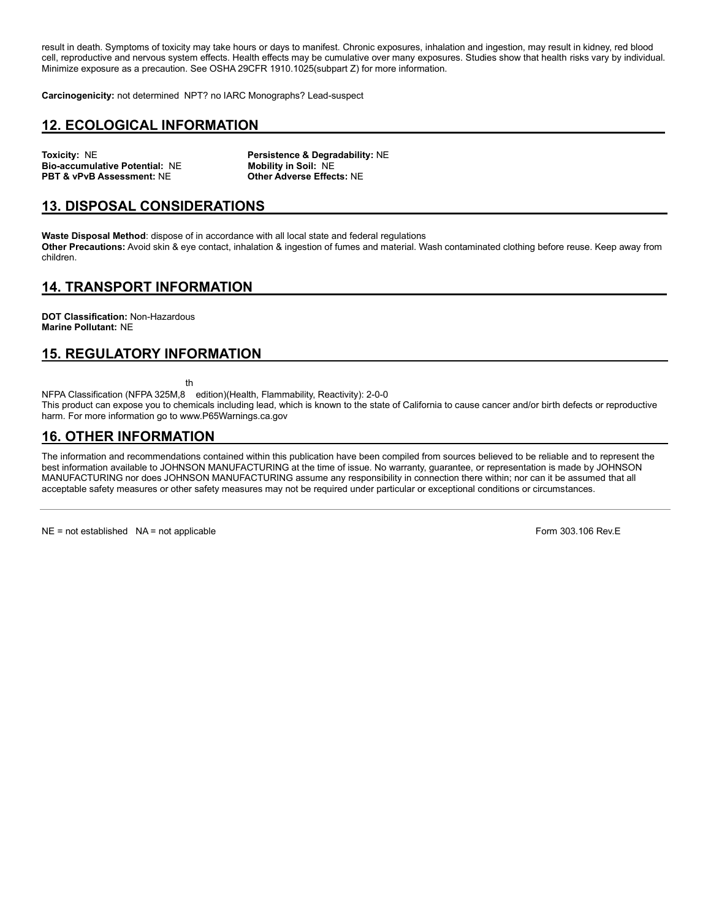result in death. Symptoms of toxicity may take hours or days to manifest. Chronic exposures, inhalation and ingestion, may result in kidney, red blood cell, reproductive and nervous system effects. Health effects may be cumulative over many exposures. Studies show that health risks vary by individual. Minimize exposure as a precaution. See OSHA 29CFR 1910.1025(subpart Z) for more information.

**Carcinogenicity:** not determined NPT? no IARC Monographs? Lead-suspect

## 12. ECOLOGICAL INFORMATION

**Toxicity:** NE
**Bio-accumulative Potential:** NE
**PBT & vPvB Assessment:** NE
**Persistence & Degradability:** NE
**Mobility in Soil:** NE
**Other Adverse Effects:** NE

## 13. DISPOSAL CONSIDERATIONS

**Waste Disposal Method**: dispose of in accordance with all local state and federal regulations
**Other Precautions:** Avoid skin & eye contact, inhalation & ingestion of fumes and material. Wash contaminated clothing before reuse. Keep away from children.

## 14. TRANSPORT INFORMATION

**DOT Classification:** Non-Hazardous
**Marine Pollutant:** NE

## 15. REGULATORY INFORMATION

NFPA Classification (NFPA 325M,8th edition)(Health, Flammability, Reactivity): 2-0-0
This product can expose you to chemicals including lead, which is known to the state of California to cause cancer and/or birth defects or reproductive harm. For more information go to www.P65Warnings.ca.gov

## 16. OTHER INFORMATION

The information and recommendations contained within this publication have been compiled from sources believed to be reliable and to represent the best information available to JOHNSON MANUFACTURING at the time of issue. No warranty, guarantee, or representation is made by JOHNSON MANUFACTURING nor does JOHNSON MANUFACTURING assume any responsibility in connection there within; nor can it be assumed that all acceptable safety measures or other safety measures may not be required under particular or exceptional conditions or circumstances.

---

NE = not established NA = not applicable

Form 303.106 Rev.E